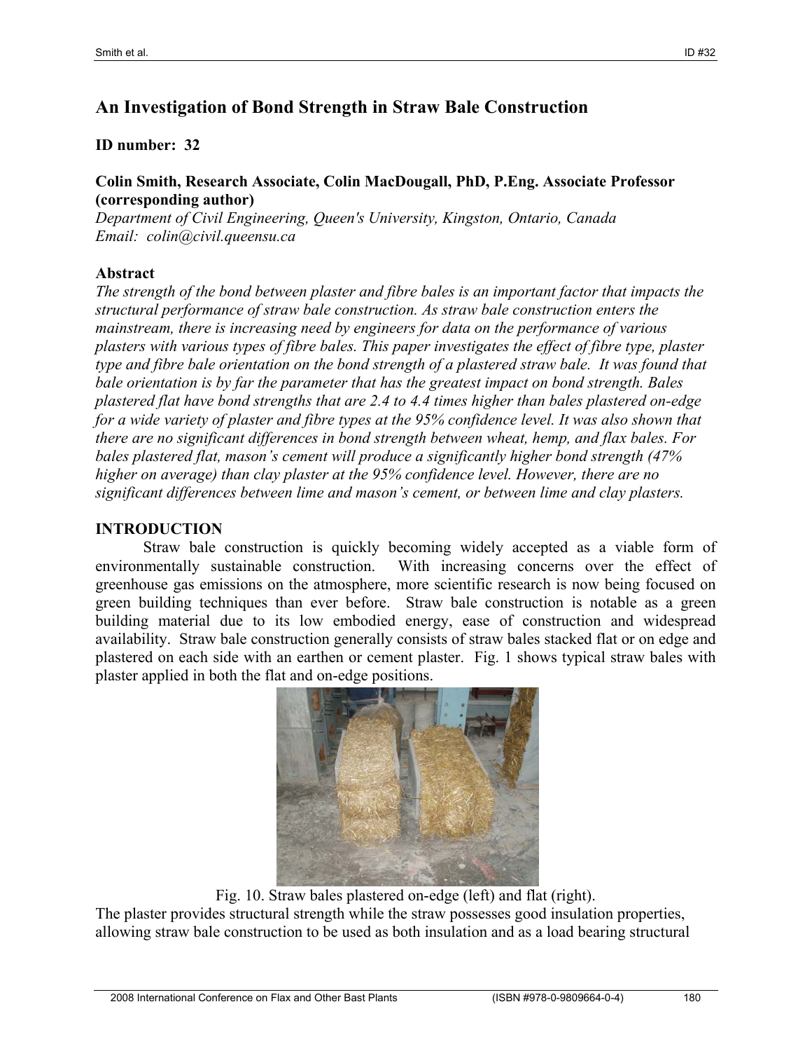# An Investigation of Bond Strength in Straw Bale Construction

## ID number: 32

**Colin Smith, Research Associate, Colin MacDougall, PhD, P.Eng. Associate Professor (corresponding author)**
*Department of Civil Engineering, Queen's University, Kingston, Ontario, Canada*
*Email: colin@civil.queensu.ca*

## Abstract

*The strength of the bond between plaster and fibre bales is an important factor that impacts the structural performance of straw bale construction. As straw bale construction enters the mainstream, there is increasing need by engineers for data on the performance of various plasters with various types of fibre bales. This paper investigates the effect of fibre type, plaster type and fibre bale orientation on the bond strength of a plastered straw bale. It was found that bale orientation is by far the parameter that has the greatest impact on bond strength. Bales plastered flat have bond strengths that are 2.4 to 4.4 times higher than bales plastered on-edge for a wide variety of plaster and fibre types at the 95% confidence level. It was also shown that there are no significant differences in bond strength between wheat, hemp, and flax bales. For bales plastered flat, mason's cement will produce a significantly higher bond strength (47% higher on average) than clay plaster at the 95% confidence level. However, there are no significant differences between lime and mason's cement, or between lime and clay plasters.*

## INTRODUCTION

Straw bale construction is quickly becoming widely accepted as a viable form of environmentally sustainable construction. With increasing concerns over the effect of greenhouse gas emissions on the atmosphere, more scientific research is now being focused on green building techniques than ever before. Straw bale construction is notable as a green building material due to its low embodied energy, ease of construction and widespread availability. Straw bale construction generally consists of straw bales stacked flat or on edge and plastered on each side with an earthen or cement plaster. Fig. 1 shows typical straw bales with plaster applied in both the flat and on-edge positions.

Fig. 10. Straw bales plastered on-edge (left) and flat (right).

The plaster provides structural strength while the straw possesses good insulation properties, allowing straw bale construction to be used as both insulation and as a load bearing structural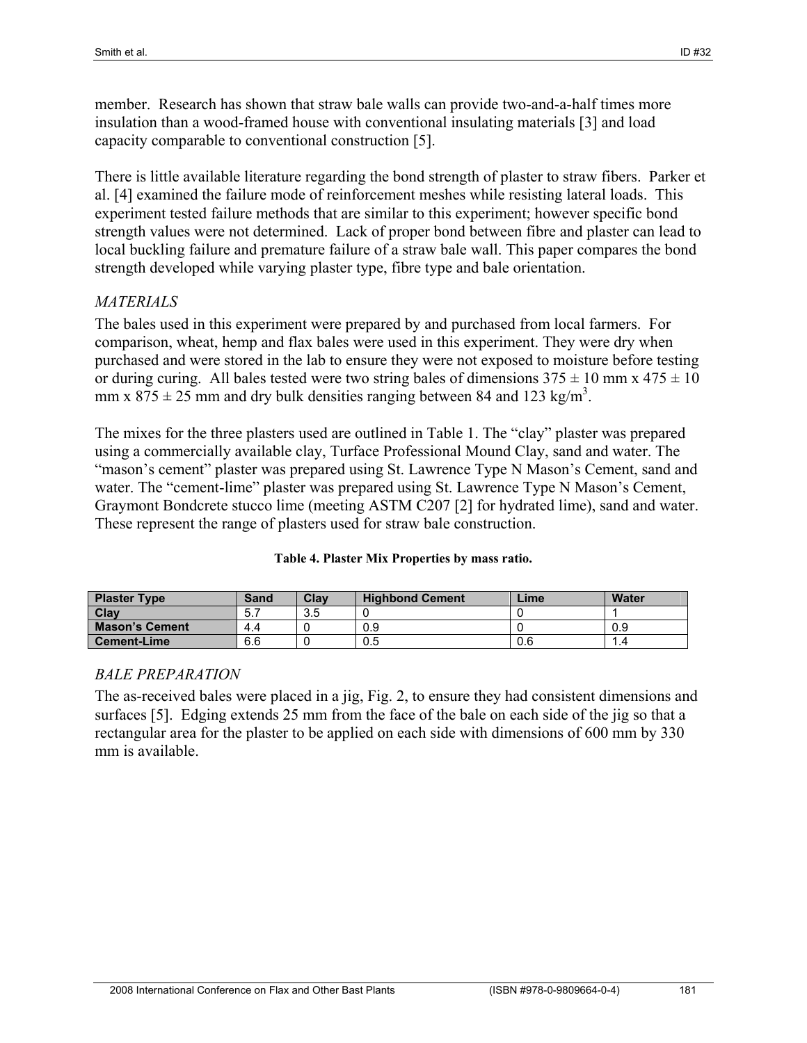member. Research has shown that straw bale walls can provide two-and-a-half times more insulation than a wood-framed house with conventional insulating materials [3] and load capacity comparable to conventional construction [5].

There is little available literature regarding the bond strength of plaster to straw fibers. Parker et al. [4] examined the failure mode of reinforcement meshes while resisting lateral loads. This experiment tested failure methods that are similar to this experiment; however specific bond strength values were not determined. Lack of proper bond between fibre and plaster can lead to local buckling failure and premature failure of a straw bale wall. This paper compares the bond strength developed while varying plaster type, fibre type and bale orientation.

## *MATERIALS*

The bales used in this experiment were prepared by and purchased from local farmers. For comparison, wheat, hemp and flax bales were used in this experiment. They were dry when purchased and were stored in the lab to ensure they were not exposed to moisture before testing or during curing. All bales tested were two string bales of dimensions 375 ± 10 mm x 475 ± 10 mm x 875 ± 25 mm and dry bulk densities ranging between 84 and 123 kg/m$^3$.

The mixes for the three plasters used are outlined in Table 1. The "clay" plaster was prepared using a commercially available clay, Turface Professional Mound Clay, sand and water. The "mason's cement" plaster was prepared using St. Lawrence Type N Mason's Cement, sand and water. The "cement-lime" plaster was prepared using St. Lawrence Type N Mason's Cement, Graymont Bondcrete stucco lime (meeting ASTM C207 [2] for hydrated lime), sand and water. These represent the range of plasters used for straw bale construction.

**Table 4. Plaster Mix Properties by mass ratio.**

| Plaster Type | Sand | Clay | Highbond Cement | Lime | Water |
|---|---|---|---|---|---|
| **Clay** | 5.7 | 3.5 | 0 | 0 | 1 |
| **Mason's Cement** | 4.4 | 0 | 0.9 | 0 | 0.9 |
| **Cement-Lime** | 6.6 | 0 | 0.5 | 0.6 | 1.4 |

## *BALE PREPARATION*

The as-received bales were placed in a jig, Fig. 2, to ensure they had consistent dimensions and surfaces [5]. Edging extends 25 mm from the face of the bale on each side of the jig so that a rectangular area for the plaster to be applied on each side with dimensions of 600 mm by 330 mm is available.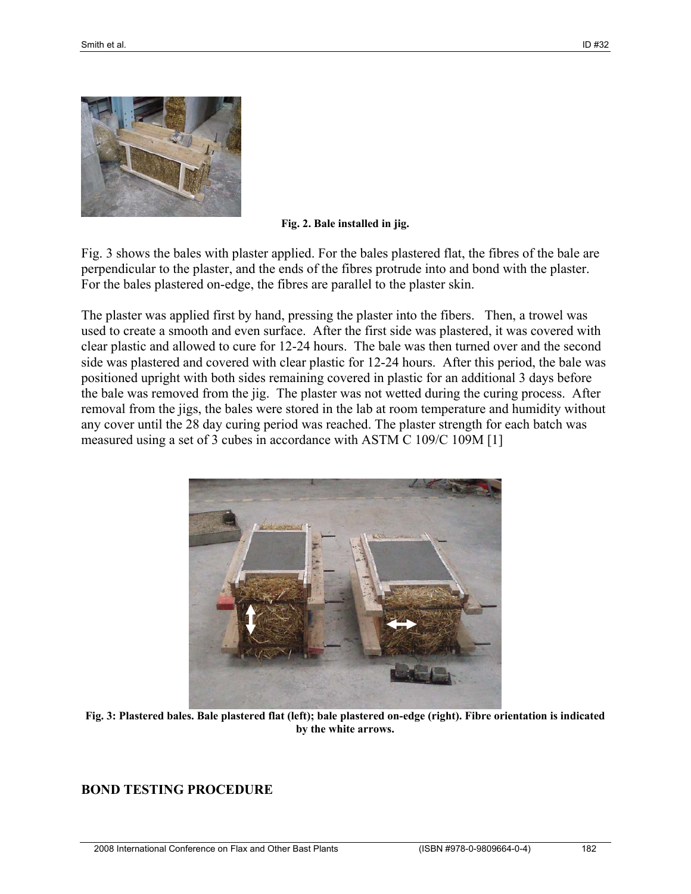Fig. 2. Bale installed in jig.

Fig. 3 shows the bales with plaster applied. For the bales plastered flat, the fibres of the bale are perpendicular to the plaster, and the ends of the fibres protrude into and bond with the plaster. For the bales plastered on-edge, the fibres are parallel to the plaster skin.

The plaster was applied first by hand, pressing the plaster into the fibers. Then, a trowel was used to create a smooth and even surface. After the first side was plastered, it was covered with clear plastic and allowed to cure for 12-24 hours. The bale was then turned over and the second side was plastered and covered with clear plastic for 12-24 hours. After this period, the bale was positioned upright with both sides remaining covered in plastic for an additional 3 days before the bale was removed from the jig. The plaster was not wetted during the curing process. After removal from the jigs, the bales were stored in the lab at room temperature and humidity without any cover until the 28 day curing period was reached. The plaster strength for each batch was measured using a set of 3 cubes in accordance with ASTM C 109/C 109M [1]

**Fig. 3: Plastered bales. Bale plastered flat (left); bale plastered on-edge (right). Fibre orientation is indicated by the white arrows.**

## BOND TESTING PROCEDURE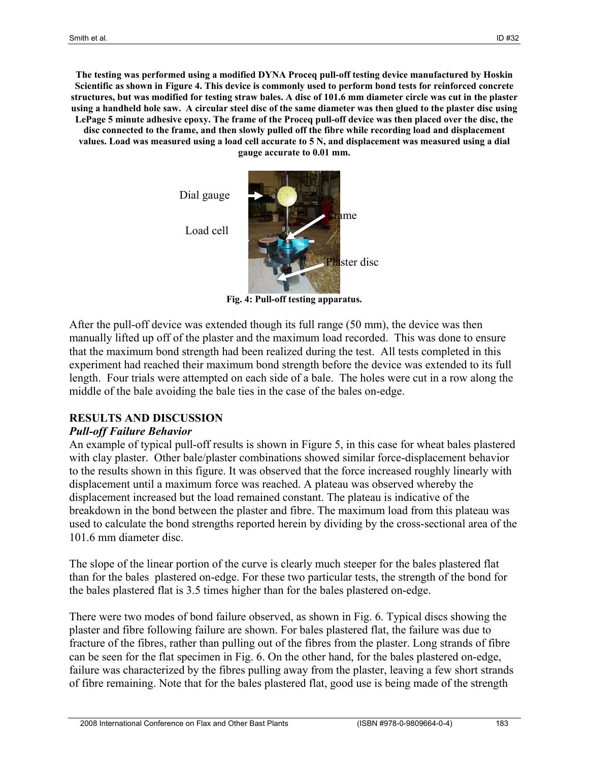**The testing was performed using a modified DYNA Proceq pull-off testing device manufactured by Hoskin Scientific as shown in Figure 4. This device is commonly used to perform bond tests for reinforced concrete structures, but was modified for testing straw bales. A disc of 101.6 mm diameter circle was cut in the plaster using a handheld hole saw. A circular steel disc of the same diameter was then glued to the plaster disc using LePage 5 minute adhesive epoxy. The frame of the Proceq pull-off device was then placed over the disc, the disc connected to the frame, and then slowly pulled off the fibre while recording load and displacement values. Load was measured using a load cell accurate to 5 N, and displacement was measured using a dial gauge accurate to 0.01 mm.**

Dial gauge

Load cell

Frame

Plaster disc

**Fig. 4: Pull-off testing apparatus.**

After the pull-off device was extended though its full range (50 mm), the device was then manually lifted up off of the plaster and the maximum load recorded. This was done to ensure that the maximum bond strength had been realized during the test. All tests completed in this experiment had reached their maximum bond strength before the device was extended to its full length. Four trials were attempted on each side of a bale. The holes were cut in a row along the middle of the bale avoiding the bale ties in the case of the bales on-edge.

## RESULTS AND DISCUSSION

### *Pull-off Failure Behavior*

An example of typical pull-off results is shown in Figure 5, in this case for wheat bales plastered with clay plaster. Other bale/plaster combinations showed similar force-displacement behavior to the results shown in this figure. It was observed that the force increased roughly linearly with displacement until a maximum force was reached. A plateau was observed whereby the displacement increased but the load remained constant. The plateau is indicative of the breakdown in the bond between the plaster and fibre. The maximum load from this plateau was used to calculate the bond strengths reported herein by dividing by the cross-sectional area of the 101.6 mm diameter disc.

The slope of the linear portion of the curve is clearly much steeper for the bales plastered flat than for the bales plastered on-edge. For these two particular tests, the strength of the bond for the bales plastered flat is 3.5 times higher than for the bales plastered on-edge.

There were two modes of bond failure observed, as shown in Fig. 6. Typical discs showing the plaster and fibre following failure are shown. For bales plastered flat, the failure was due to fracture of the fibres, rather than pulling out of the fibres from the plaster. Long strands of fibre can be seen for the flat specimen in Fig. 6. On the other hand, for the bales plastered on-edge, failure was characterized by the fibres pulling away from the plaster, leaving a few short strands of fibre remaining. Note that for the bales plastered flat, good use is being made of the strength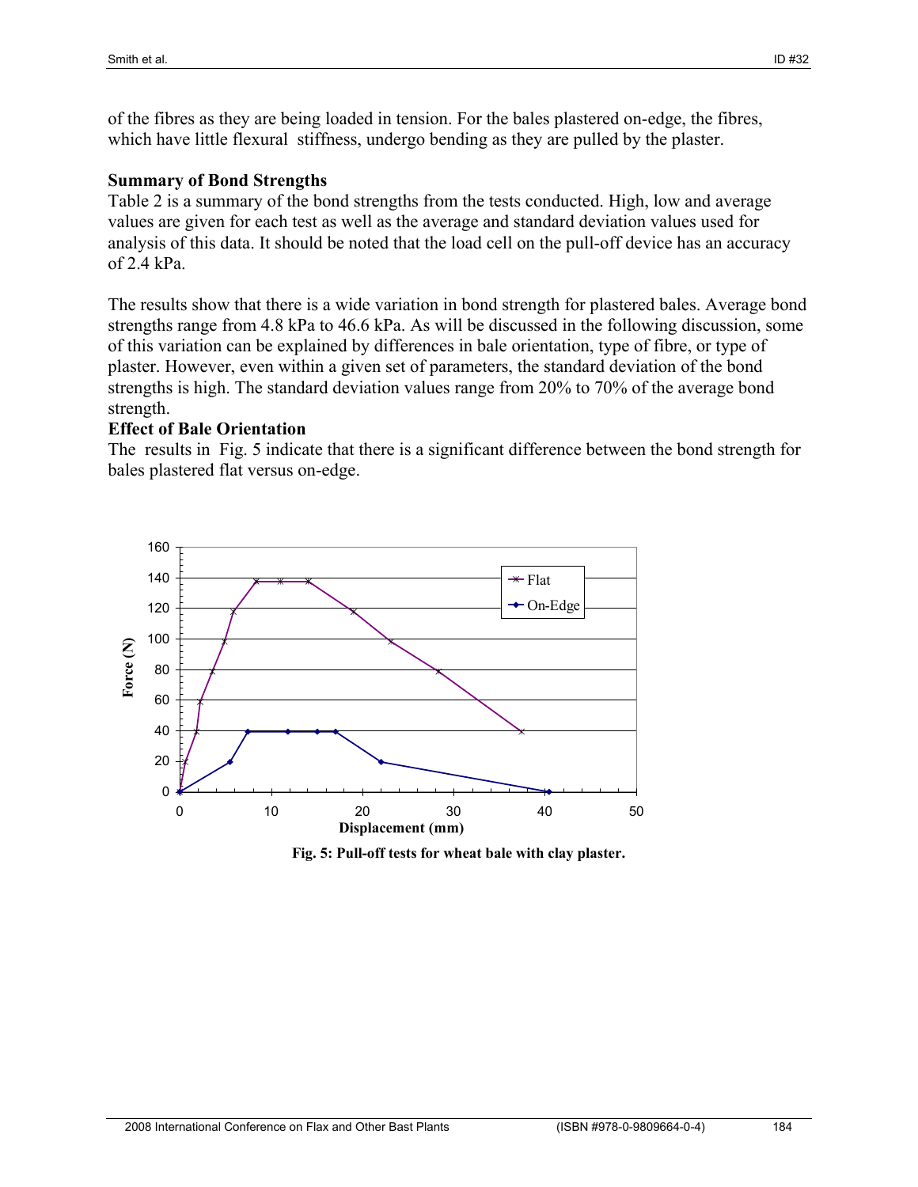of the fibres as they are being loaded in tension. For the bales plastered on-edge, the fibres, which have little flexural stiffness, undergo bending as they are pulled by the plaster.

**Summary of Bond Strengths**

Table 2 is a summary of the bond strengths from the tests conducted. High, low and average values are given for each test as well as the average and standard deviation values used for analysis of this data. It should be noted that the load cell on the pull-off device has an accuracy of 2.4 kPa.

The results show that there is a wide variation in bond strength for plastered bales. Average bond strengths range from 4.8 kPa to 46.6 kPa. As will be discussed in the following discussion, some of this variation can be explained by differences in bale orientation, type of fibre, or type of plaster. However, even within a given set of parameters, the standard deviation of the bond strengths is high. The standard deviation values range from 20% to 70% of the average bond strength.

**Effect of Bale Orientation**

The results in Fig. 5 indicate that there is a significant difference between the bond strength for bales plastered flat versus on-edge.

**Fig. 5: Pull-off tests for wheat bale with clay plaster.**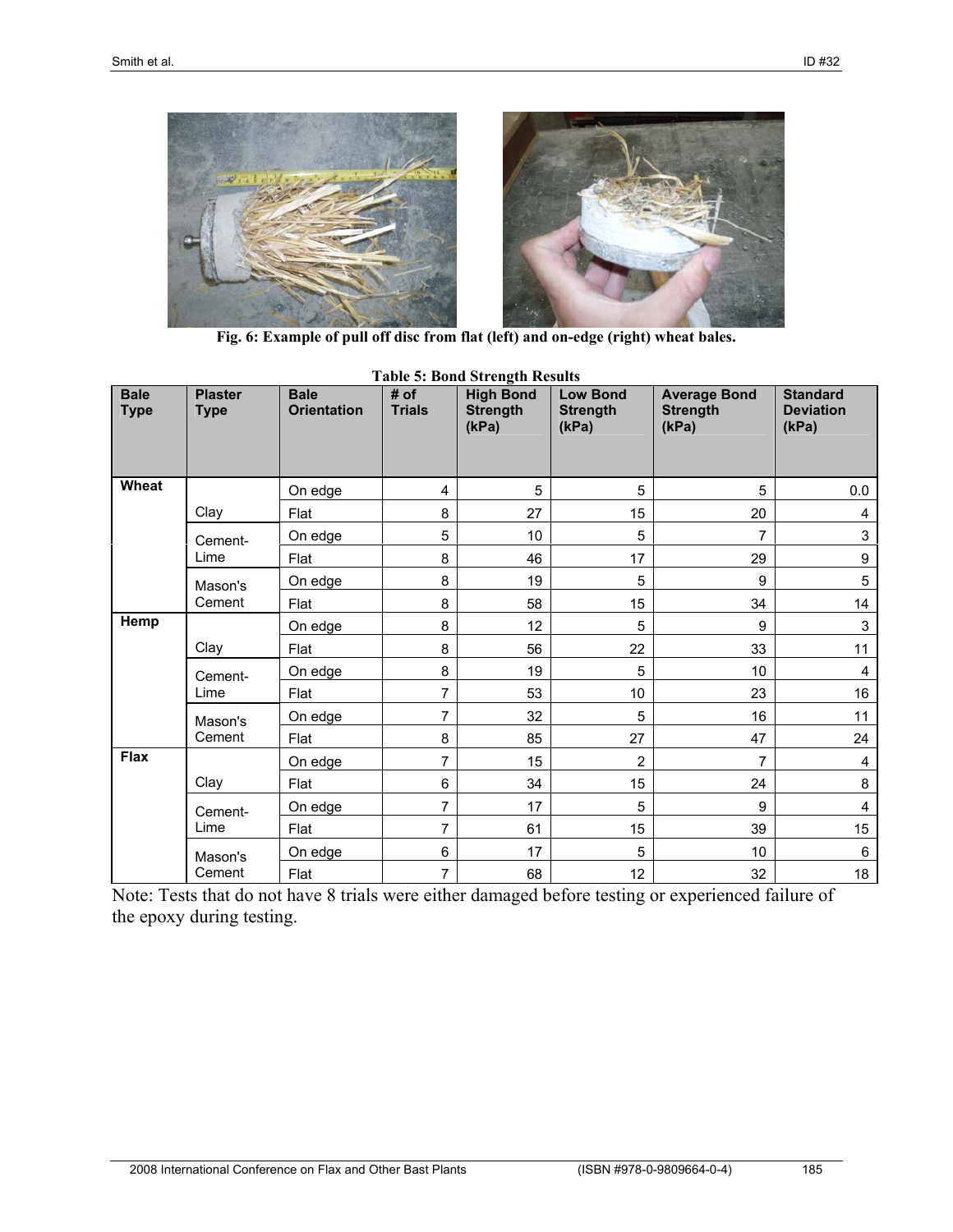Fig. 6: Example of pull off disc from flat (left) and on-edge (right) wheat bales.

**Table 5: Bond Strength Results**

| Bale Type | Plaster Type | Bale Orientation | # of Trials | High Bond Strength (kPa) | Low Bond Strength (kPa) | Average Bond Strength (kPa) | Standard Deviation (kPa) |
|---|---|---|---|---|---|---|---|
| Wheat | Clay | On edge | 4 | 5 | 5 | 5 | 0.0 |
| | | Flat | 8 | 27 | 15 | 20 | 4 |
| | Cement-Lime | On edge | 5 | 10 | 5 | 7 | 3 |
| | | Flat | 8 | 46 | 17 | 29 | 9 |
| | Mason's Cement | On edge | 8 | 19 | 5 | 9 | 5 |
| | | Flat | 8 | 58 | 15 | 34 | 14 |
| Hemp | Clay | On edge | 8 | 12 | 5 | 9 | 3 |
| | | Flat | 8 | 56 | 22 | 33 | 11 |
| | Cement-Lime | On edge | 8 | 19 | 5 | 10 | 4 |
| | | Flat | 7 | 53 | 10 | 23 | 16 |
| | Mason's Cement | On edge | 7 | 32 | 5 | 16 | 11 |
| | | Flat | 8 | 85 | 27 | 47 | 24 |
| Flax | Clay | On edge | 7 | 15 | 2 | 7 | 4 |
| | | Flat | 6 | 34 | 15 | 24 | 8 |
| | Cement-Lime | On edge | 7 | 17 | 5 | 9 | 4 |
| | | Flat | 7 | 61 | 15 | 39 | 15 |
| | Mason's Cement | On edge | 6 | 17 | 5 | 10 | 6 |
| | | Flat | 7 | 68 | 12 | 32 | 18 |

Note: Tests that do not have 8 trials were either damaged before testing or experienced failure of the epoxy during testing.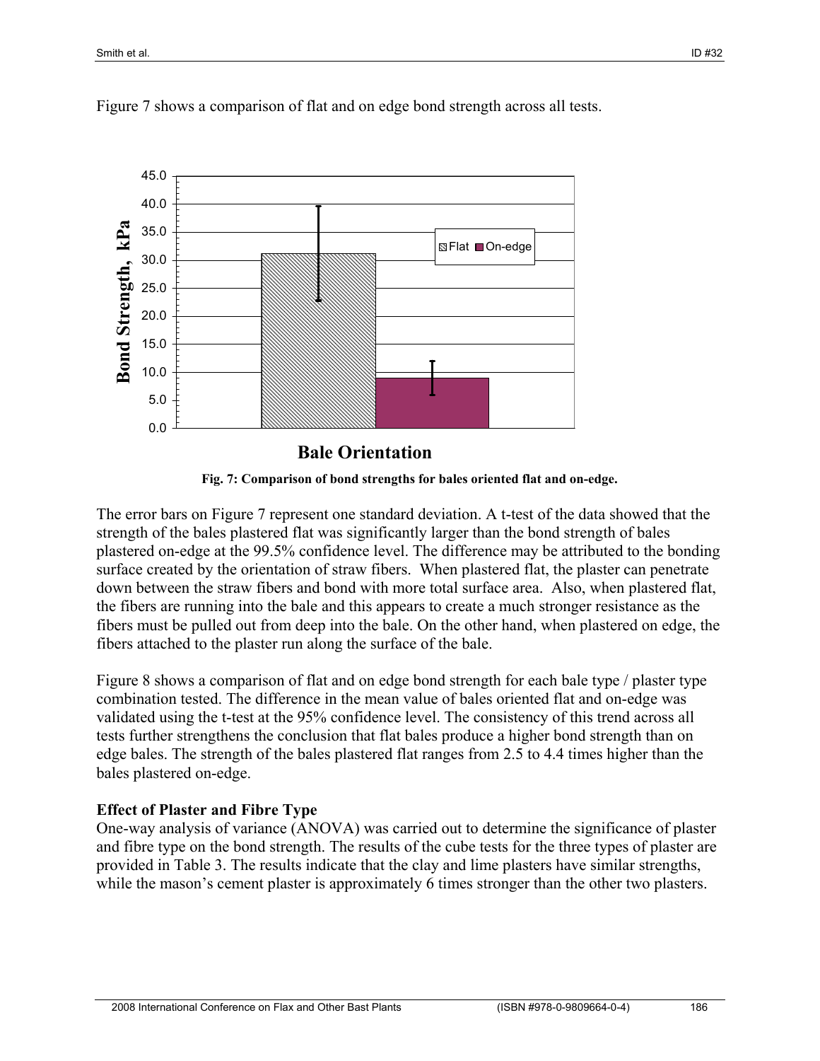Figure 7 shows a comparison of flat and on edge bond strength across all tests.

**Fig. 7: Comparison of bond strengths for bales oriented flat and on-edge.**

The error bars on Figure 7 represent one standard deviation. A t-test of the data showed that the strength of the bales plastered flat was significantly larger than the bond strength of bales plastered on-edge at the 99.5% confidence level. The difference may be attributed to the bonding surface created by the orientation of straw fibers. When plastered flat, the plaster can penetrate down between the straw fibers and bond with more total surface area. Also, when plastered flat, the fibers are running into the bale and this appears to create a much stronger resistance as the fibers must be pulled out from deep into the bale. On the other hand, when plastered on edge, the fibers attached to the plaster run along the surface of the bale.

Figure 8 shows a comparison of flat and on edge bond strength for each bale type / plaster type combination tested. The difference in the mean value of bales oriented flat and on-edge was validated using the t-test at the 95% confidence level. The consistency of this trend across all tests further strengthens the conclusion that flat bales produce a higher bond strength than on edge bales. The strength of the bales plastered flat ranges from 2.5 to 4.4 times higher than the bales plastered on-edge.

**Effect of Plaster and Fibre Type**

One-way analysis of variance (ANOVA) was carried out to determine the significance of plaster and fibre type on the bond strength. The results of the cube tests for the three types of plaster are provided in Table 3. The results indicate that the clay and lime plasters have similar strengths, while the mason's cement plaster is approximately 6 times stronger than the other two plasters.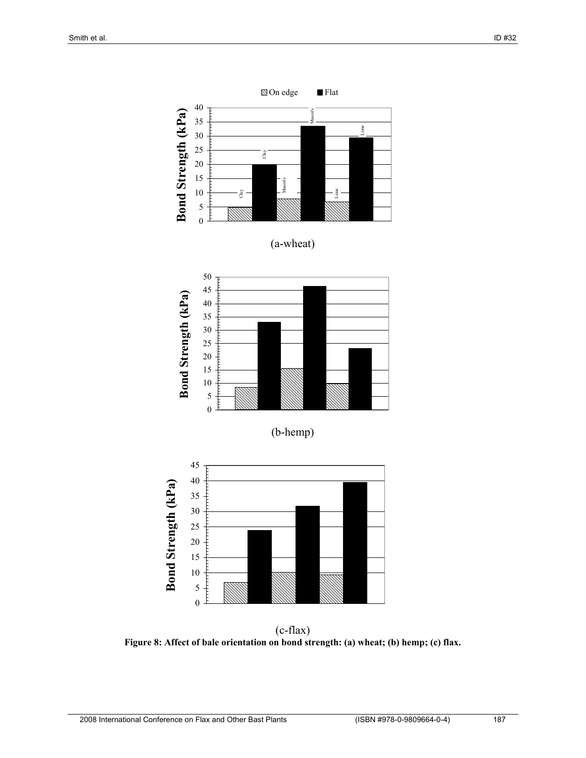(a-wheat)

(b-hemp)

(c-flax)

**Figure 8: Affect of bale orientation on bond strength: (a) wheat; (b) hemp; (c) flax.**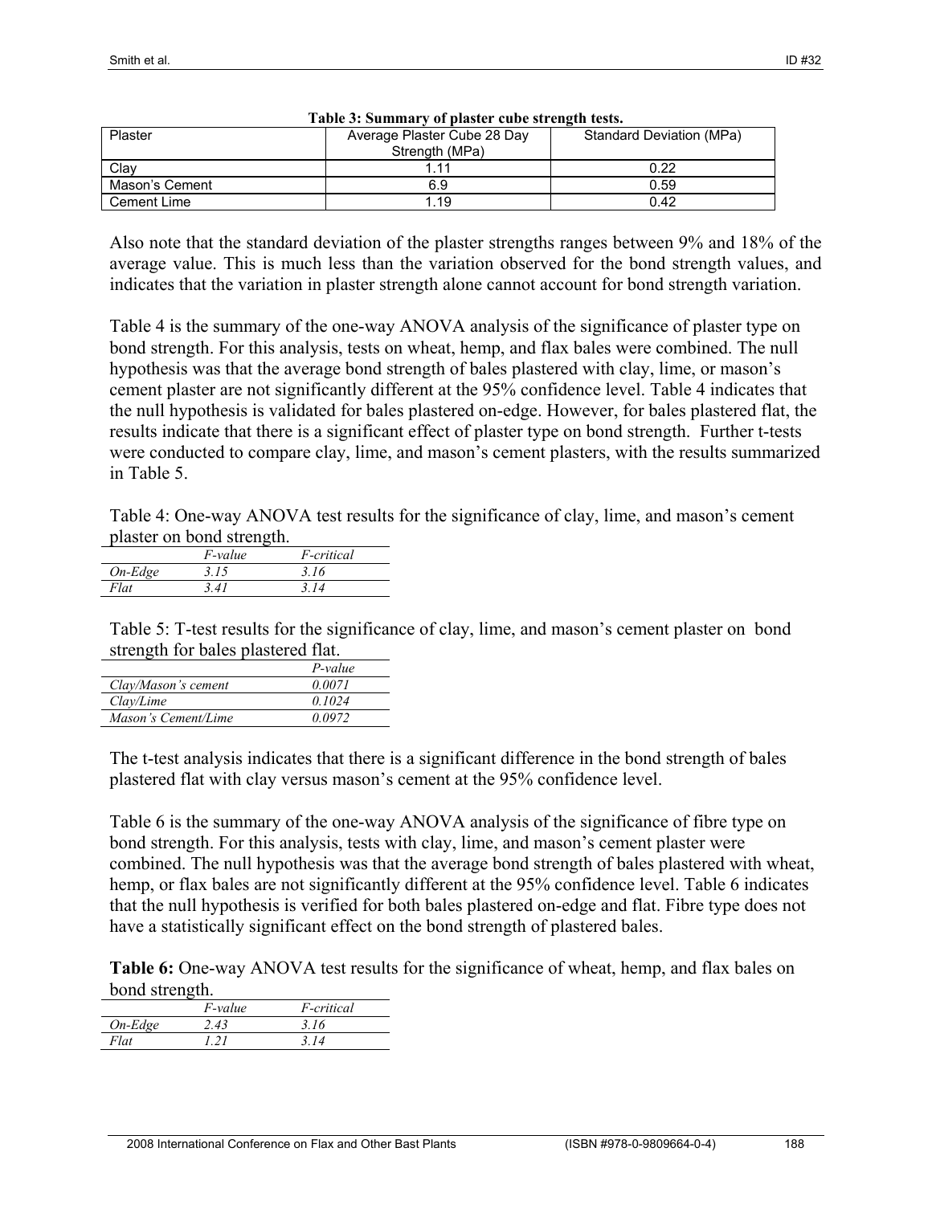**Table 3: Summary of plaster cube strength tests.**

| Plaster | Average Plaster Cube 28 Day Strength (MPa) | Standard Deviation (MPa) |
|---|---|---|
| Clay | 1.11 | 0.22 |
| Mason's Cement | 6.9 | 0.59 |
| Cement Lime | 1.19 | 0.42 |

Also note that the standard deviation of the plaster strengths ranges between 9% and 18% of the average value. This is much less than the variation observed for the bond strength values, and indicates that the variation in plaster strength alone cannot account for bond strength variation.

Table 4 is the summary of the one-way ANOVA analysis of the significance of plaster type on bond strength. For this analysis, tests on wheat, hemp, and flax bales were combined. The null hypothesis was that the average bond strength of bales plastered with clay, lime, or mason's cement plaster are not significantly different at the 95% confidence level. Table 4 indicates that the null hypothesis is validated for bales plastered on-edge. However, for bales plastered flat, the results indicate that there is a significant effect of plaster type on bond strength. Further t-tests were conducted to compare clay, lime, and mason's cement plasters, with the results summarized in Table 5.

Table 4: One-way ANOVA test results for the significance of clay, lime, and mason's cement plaster on bond strength.

| | *F-value* | *F-critical* |
|---|---|---|
| *On-Edge* | *3.15* | *3.16* |
| *Flat* | *3.41* | *3.14* |

Table 5: T-test results for the significance of clay, lime, and mason's cement plaster on bond strength for bales plastered flat.

| | *P-value* |
|---|---|
| *Clay/Mason's cement* | *0.0071* |
| *Clay/Lime* | *0.1024* |
| *Mason's Cement/Lime* | *0.0972* |

The t-test analysis indicates that there is a significant difference in the bond strength of bales plastered flat with clay versus mason's cement at the 95% confidence level.

Table 6 is the summary of the one-way ANOVA analysis of the significance of fibre type on bond strength. For this analysis, tests with clay, lime, and mason's cement plaster were combined. The null hypothesis was that the average bond strength of bales plastered with wheat, hemp, or flax bales are not significantly different at the 95% confidence level. Table 6 indicates that the null hypothesis is verified for both bales plastered on-edge and flat. Fibre type does not have a statistically significant effect on the bond strength of plastered bales.

**Table 6:** One-way ANOVA test results for the significance of wheat, hemp, and flax bales on bond strength.

| | *F-value* | *F-critical* |
|---|---|---|
| *On-Edge* | *2.43* | *3.16* |
| *Flat* | *1.21* | *3.14* |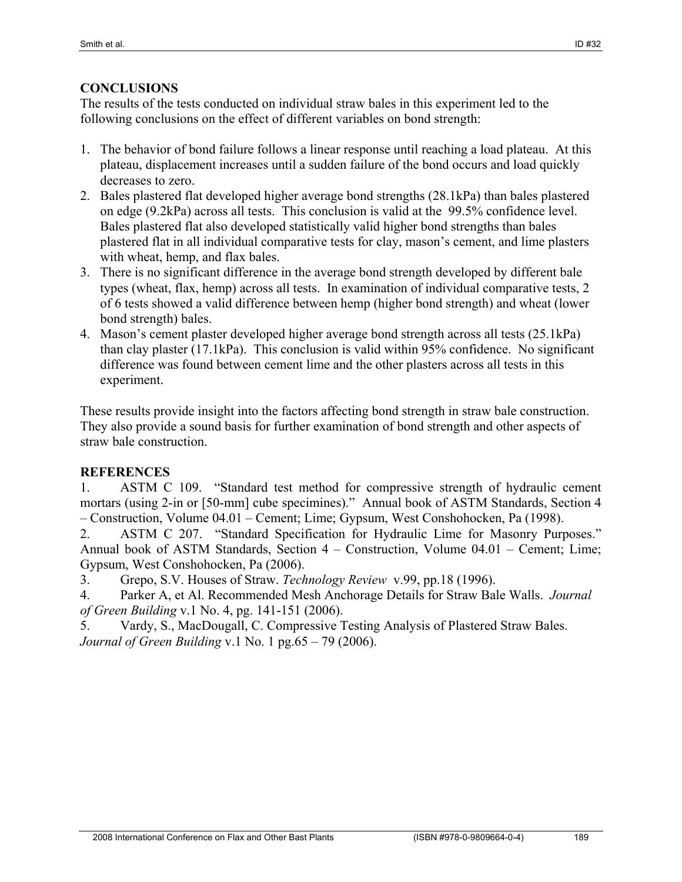## CONCLUSIONS

The results of the tests conducted on individual straw bales in this experiment led to the following conclusions on the effect of different variables on bond strength:

1. The behavior of bond failure follows a linear response until reaching a load plateau. At this plateau, displacement increases until a sudden failure of the bond occurs and load quickly decreases to zero.
2. Bales plastered flat developed higher average bond strengths (28.1kPa) than bales plastered on edge (9.2kPa) across all tests. This conclusion is valid at the 99.5% confidence level. Bales plastered flat also developed statistically valid higher bond strengths than bales plastered flat in all individual comparative tests for clay, mason's cement, and lime plasters with wheat, hemp, and flax bales.
3. There is no significant difference in the average bond strength developed by different bale types (wheat, flax, hemp) across all tests. In examination of individual comparative tests, 2 of 6 tests showed a valid difference between hemp (higher bond strength) and wheat (lower bond strength) bales.
4. Mason's cement plaster developed higher average bond strength across all tests (25.1kPa) than clay plaster (17.1kPa). This conclusion is valid within 95% confidence. No significant difference was found between cement lime and the other plasters across all tests in this experiment.

These results provide insight into the factors affecting bond strength in straw bale construction. They also provide a sound basis for further examination of bond strength and other aspects of straw bale construction.

## REFERENCES

1. ASTM C 109. "Standard test method for compressive strength of hydraulic cement mortars (using 2-in or [50-mm] cube specimines)." Annual book of ASTM Standards, Section 4 – Construction, Volume 04.01 – Cement; Lime; Gypsum, West Conshohocken, Pa (1998).
2. ASTM C 207. "Standard Specification for Hydraulic Lime for Masonry Purposes." Annual book of ASTM Standards, Section 4 – Construction, Volume 04.01 – Cement; Lime; Gypsum, West Conshohocken, Pa (2006).
3. Grepo, S.V. Houses of Straw. *Technology Review* v.99, pp.18 (1996).
4. Parker A, et Al. Recommended Mesh Anchorage Details for Straw Bale Walls. *Journal of Green Building* v.1 No. 4, pg. 141-151 (2006).
5. Vardy, S., MacDougall, C. Compressive Testing Analysis of Plastered Straw Bales. *Journal of Green Building* v.1 No. 1 pg.65 – 79 (2006).